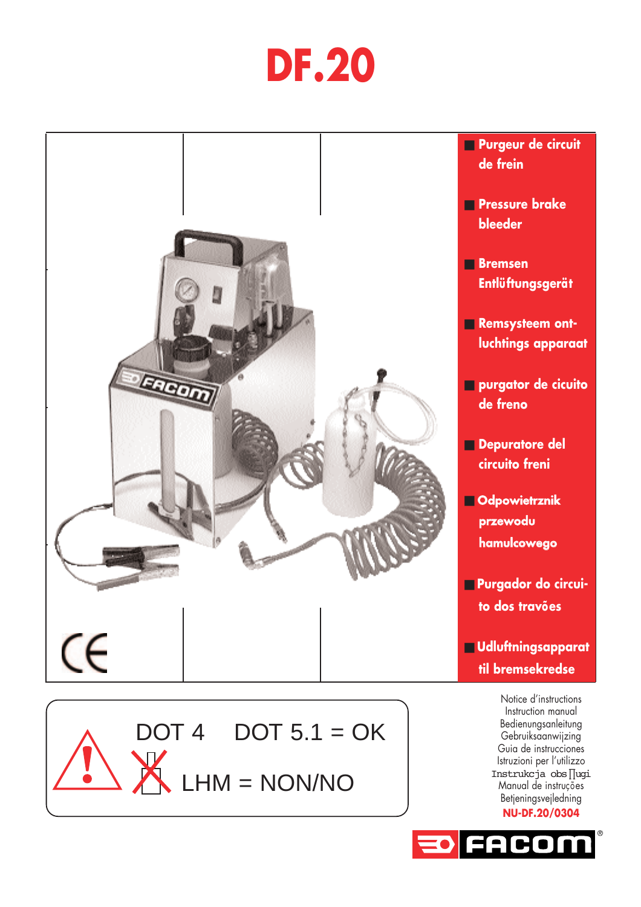# DF.20

- Purgeur de circuit de frein
- Pressure brake bleeder
- Bremsen Entlüftungsgerät
- Remsysteem ont-luchtings apparaat
- purgator de cicuito de freno
- Depuratore del circuito freni
- Odpowietrznik przewodu hamulcowego
- Purgador do circui-to dos travões
- Udluftningsapparat til bremsekredse

CE

DOT 4 DOT 5.1 = OK

LHM = NON/NO

Notice d'instructions
Instruction manual
Bedienungsanleitung
Gebruiksaanwijzing
Guia de instrucciones
Istruzioni per l'utilizzo
Instrukcja obs∏ugi
Manual de instruções
Betjeningsvejledning

**NU-DF.20/0304**

FACOM®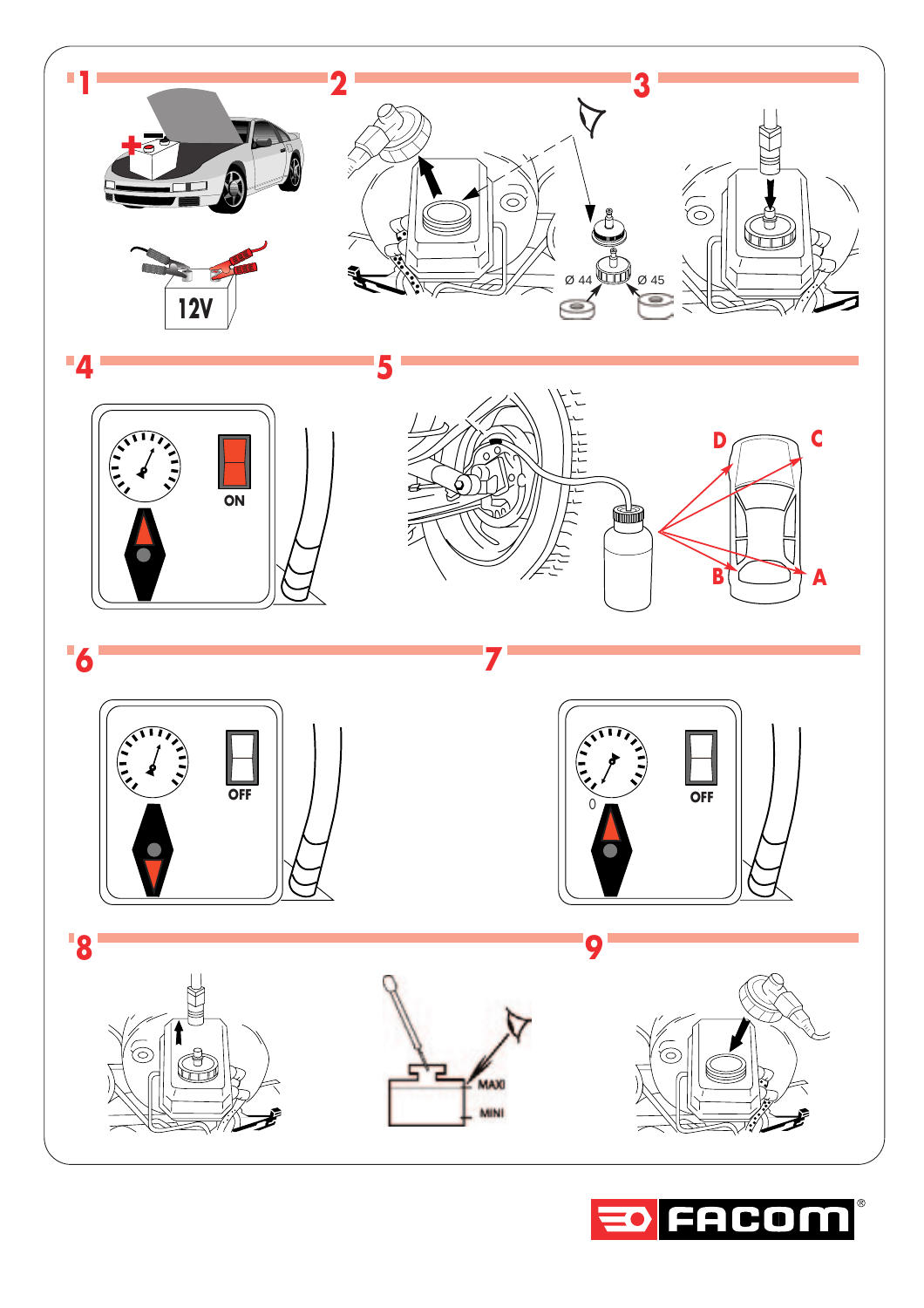1

+

12V

2

Ø 44

Ø 45

3

4

ON

5

D

C

B

A

6

OFF

7

0

OFF

8

MAXI

MINI

9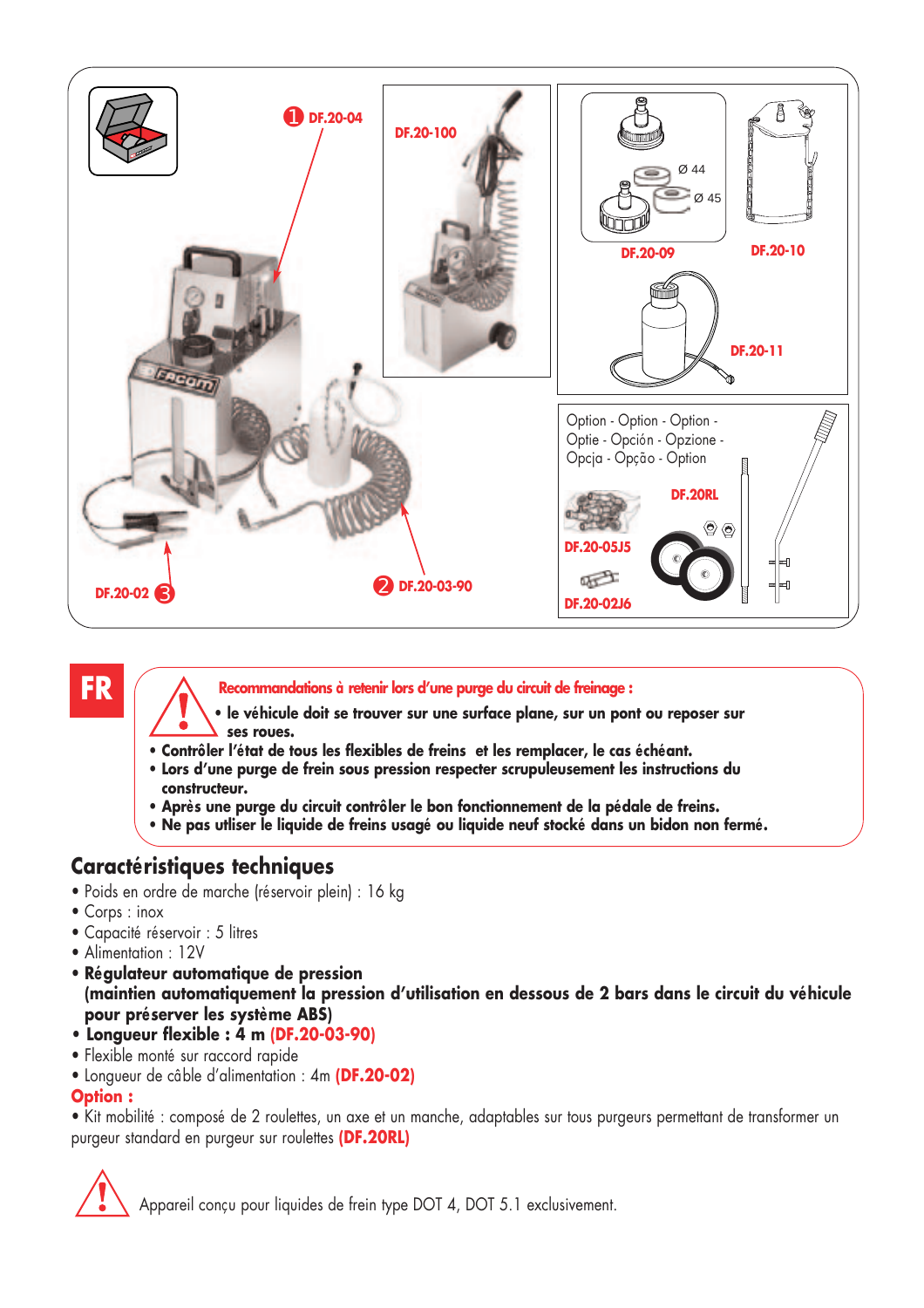1 DF.20-04

DF.20-100

DF.20-09

Ø 44

Ø 45

DF.20-10

DF.20-11

Option - Option - Option - Optie - Opción - Opzione - Opcja - Opção - Option

DF.20RL

DF.20-05J5

DF.20-02J6

DF.20-02 3

2 DF.20-03-90

**FR**

**Recommandations à retenir lors d'une purge du circuit de freinage :**

- **le véhicule doit se trouver sur une surface plane, sur un pont ou reposer sur ses roues.**
- **Contrôler l'état de tous les flexibles de freins et les remplacer, le cas échéant.**
- **Lors d'une purge de frein sous pression respecter scrupuleusement les instructions du constructeur.**
- **Après une purge du circuit contrôler le bon fonctionnement de la pédale de freins.**
- **Ne pas utliser le liquide de freins usagé ou liquide neuf stocké dans un bidon non fermé.**

## Caractéristiques techniques

- Poids en ordre de marche (réservoir plein) : 16 kg
- Corps : inox
- Capacité réservoir : 5 litres
- Alimentation : 12V
- **Régulateur automatique de pression (maintien automatiquement la pression d'utilisation en dessous de 2 bars dans le circuit du véhicule pour préserver les système ABS)**
- **Longueur flexible : 4 m (DF.20-03-90)**
- Flexible monté sur raccord rapide
- Longueur de câble d'alimentation : 4m **(DF.20-02)**

**Option :**

- Kit mobilité : composé de 2 roulettes, un axe et un manche, adaptables sur tous purgeurs permettant de transformer un purgeur standard en purgeur sur roulettes **(DF.20RL)**

Appareil conçu pour liquides de frein type DOT 4, DOT 5.1 exclusivement.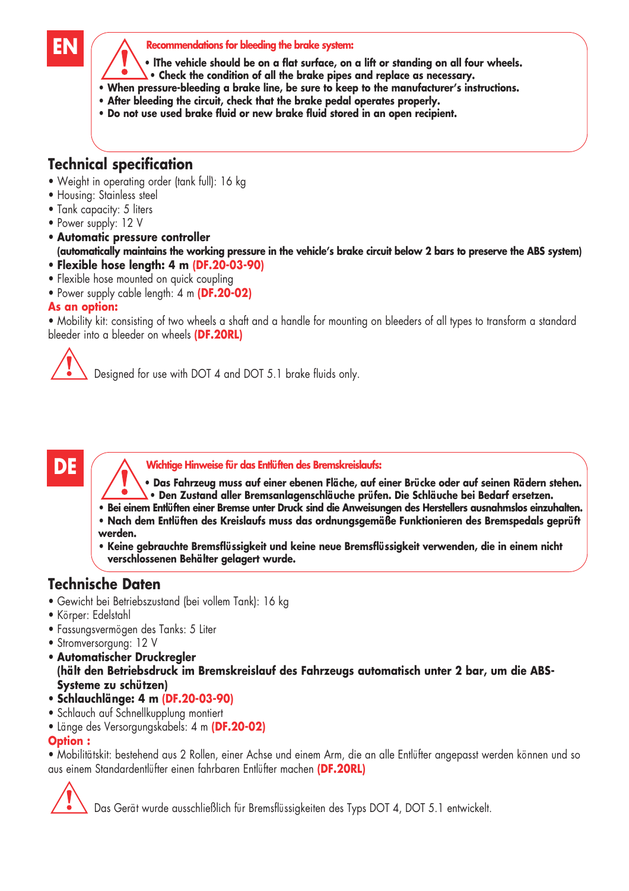**EN**

**Recommendations for bleeding the brake system:**

- **lThe vehicle should be on a flat surface, on a lift or standing on all four wheels.**
- **Check the condition of all the brake pipes and replace as necessary.**
- **When pressure-bleeding a brake line, be sure to keep to the manufacturer's instructions.**
- **After bleeding the circuit, check that the brake pedal operates properly.**
- **Do not use used brake fluid or new brake fluid stored in an open recipient.**

## Technical specification

- Weight in operating order (tank full): 16 kg
- Housing: Stainless steel
- Tank capacity: 5 liters
- Power supply: 12 V
- **Automatic pressure controller**
  **(automatically maintains the working pressure in the vehicle's brake circuit below 2 bars to preserve the ABS system)**
- **Flexible hose length: 4 m (DF.20-03-90)**
- Flexible hose mounted on quick coupling
- Power supply cable length: 4 m **(DF.20-02)**

**As an option:**

- Mobility kit: consisting of two wheels a shaft and a handle for mounting on bleeders of all types to transform a standard bleeder into a bleeder on wheels **(DF.20RL)**

Designed for use with DOT 4 and DOT 5.1 brake fluids only.

**DE**

**Wichtige Hinweise für das Entlüften des Bremskreislaufs:**

- **Das Fahrzeug muss auf einer ebenen Fläche, auf einer Brücke oder auf seinen Rädern stehen.**
- **Den Zustand aller Bremsanlagenschläuche prüfen. Die Schläuche bei Bedarf ersetzen.**
- **Bei einem Entlüften einer Bremse unter Druck sind die Anweisungen des Herstellers ausnahmslos einzuhalten.**
- **Nach dem Entlüften des Kreislaufs muss das ordnungsgemäße Funktionieren des Bremspedals geprüft werden.**
- **Keine gebrauchte Bremsflüssigkeit und keine neue Bremsflüssigkeit verwenden, die in einem nicht verschlossenen Behälter gelagert wurde.**

## Technische Daten

- Gewicht bei Betriebszustand (bei vollem Tank): 16 kg
- Körper: Edelstahl
- Fassungsvermögen des Tanks: 5 Liter
- Stromversorgung: 12 V
- **Automatischer Druckregler**
  **(hält den Betriebsdruck im Bremskreislauf des Fahrzeugs automatisch unter 2 bar, um die ABS-Systeme zu schützen)**
- **Schlauchlänge: 4 m (DF.20-03-90)**
- Schlauch auf Schnellkupplung montiert
- Länge des Versorgungskabels: 4 m **(DF.20-02)**

**Option :**

- Mobilitätskit: bestehend aus 2 Rollen, einer Achse und einem Arm, die an alle Entlüfter angepasst werden können und so aus einem Standardentlüfter einen fahrbaren Entlüfter machen **(DF.20RL)**

Das Gerät wurde ausschließlich für Bremsflüssigkeiten des Typs DOT 4, DOT 5.1 entwickelt.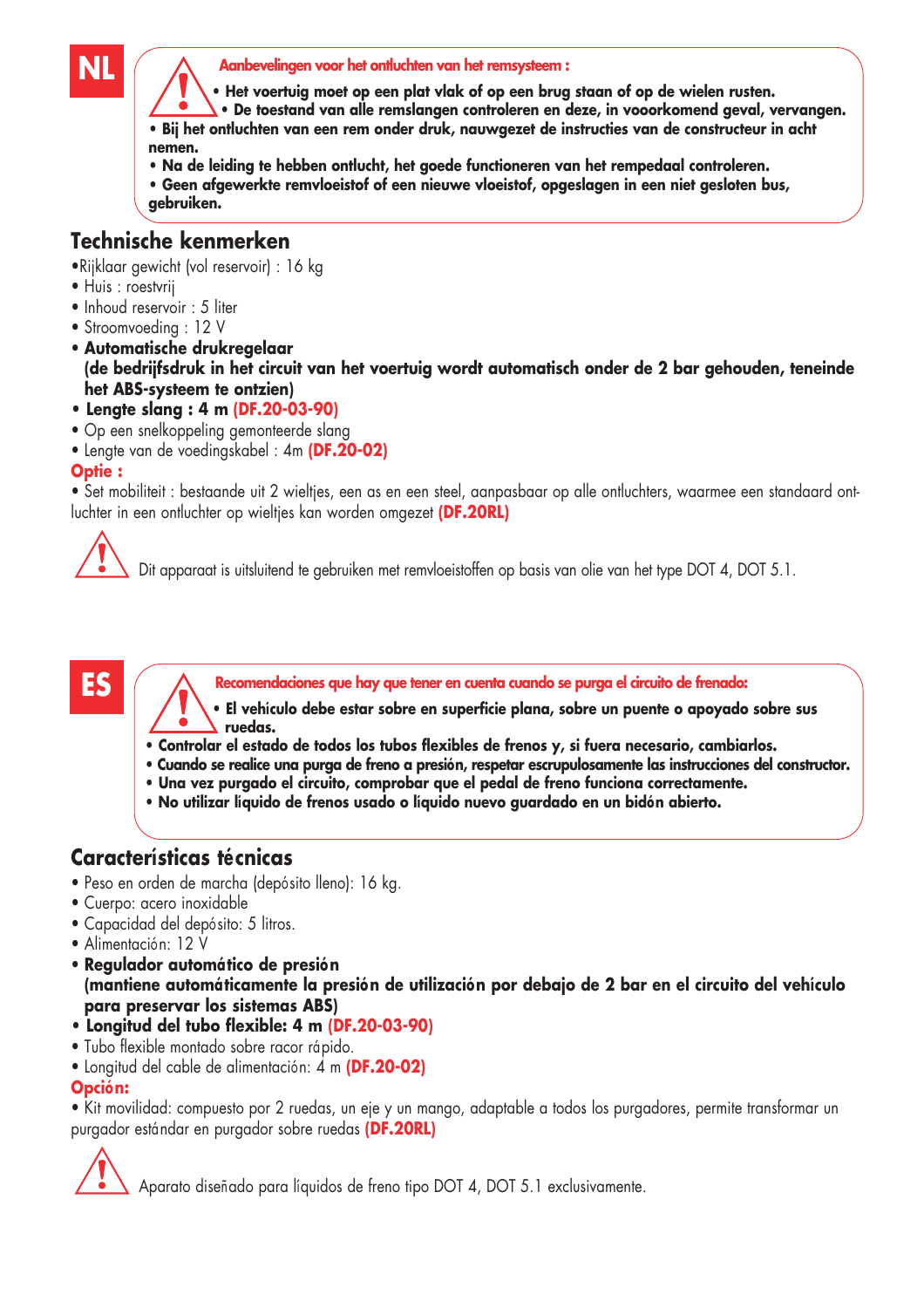NL

**Aanbevelingen voor het ontluchten van het remsysteem :**

- **Het voertuig moet op een plat vlak of op een brug staan of op de wielen rusten.**
- **De toestand van alle remslangen controleren en deze, in vooorkomend geval, vervangen.**
- **Bij het ontluchten van een rem onder druk, nauwgezet de instructies van de constructeur in acht nemen.**
- **Na de leiding te hebben ontlucht, het goede functioneren van het rempedaal controleren.**
- **Geen afgewerkte remvloeistof of een nieuwe vloeistof, opgeslagen in een niet gesloten bus, gebruiken.**

## Technische kenmerken

- Rijklaar gewicht (vol reservoir) : 16 kg
- Huis : roestvrij
- Inhoud reservoir : 5 liter
- Stroomvoeding : 12 V
- **Automatische drukregelaar (de bedrijfsdruk in het circuit van het voertuig wordt automatisch onder de 2 bar gehouden, teneinde het ABS-systeem te ontzien)**
- **Lengte slang : 4 m (DF.20-03-90)**
- Op een snelkoppeling gemonteerde slang
- Lengte van de voedingskabel : 4m **(DF.20-02)**

**Optie :**

- Set mobiliteit : bestaande uit 2 wieltjes, een as en een steel, aanpasbaar op alle ontluchters, waarmee een standaard ontluchter in een ontluchter op wieltjes kan worden omgezet **(DF.20RL)**

Dit apparaat is uitsluitend te gebruiken met remvloeistoffen op basis van olie van het type DOT 4, DOT 5.1.

ES

**Recomendaciones que hay que tener en cuenta cuando se purga el circuito de frenado:**

- **El vehículo debe estar sobre en superficie plana, sobre un puente o apoyado sobre sus ruedas.**
- **Controlar el estado de todos los tubos flexibles de frenos y, si fuera necesario, cambiarlos.**
- **Cuando se realice una purga de freno a presión, respetar escrupulosamente las instrucciones del constructor.**
- **Una vez purgado el circuito, comprobar que el pedal de freno funciona correctamente.**
- **No utilizar líquido de frenos usado o líquido nuevo guardado en un bidón abierto.**

## Características técnicas

- Peso en orden de marcha (depósito lleno): 16 kg.
- Cuerpo: acero inoxidable
- Capacidad del depósito: 5 litros.
- Alimentación: 12 V
- **Regulador automático de presión (mantiene automáticamente la presión de utilización por debajo de 2 bar en el circuito del vehículo para preservar los sistemas ABS)**
- **Longitud del tubo flexible: 4 m (DF.20-03-90)**
- Tubo flexible montado sobre racor rápido.
- Longitud del cable de alimentación: 4 m **(DF.20-02)**

**Opción:**

- Kit movilidad: compuesto por 2 ruedas, un eje y un mango, adaptable a todos los purgadores, permite transformar un purgador estándar en purgador sobre ruedas **(DF.20RL)**

Aparato diseñado para líquidos de freno tipo DOT 4, DOT 5.1 exclusivamente.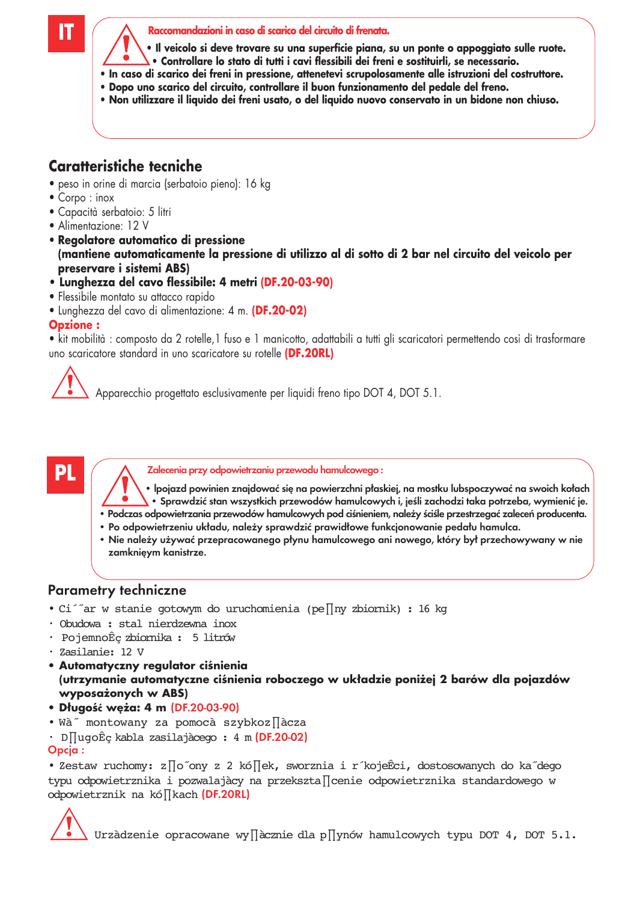# IT

**Raccomandazioni in caso di scarico del circuito di frenata.**

- **Il veicolo si deve trovare su una superficie piana, su un ponte o appoggiato sulle ruote.**
- **Controllare lo stato di tutti i cavi flessibili dei freni e sostituirli, se necessario.**
- **In caso di scarico dei freni in pressione, attenetevi scrupolosamente alle istruzioni del costruttore.**
- **Dopo uno scarico del circuito, controllare il buon funzionamento del pedale del freno.**
- **Non utilizzare il liquido dei freni usato, o del liquido nuovo conservato in un bidone non chiuso.**

## Caratteristiche tecniche

- peso in orine di marcia (serbatoio pieno): 16 kg
- Corpo : inox
- Capacità serbatoio: 5 litri
- Alimentazione: 12 V
- **Regolatore automatico di pressione (mantiene automaticamente la pressione di utilizzo al di sotto di 2 bar nel circuito del veicolo per preservare i sistemi ABS)**
- **Lunghezza del cavo flessibile: 4 metri (DF.20-03-90)**
- Flessibile montato su attacco rapido
- Lunghezza del cavo di alimentazione: 4 m. **(DF.20-02)**

**Opzione :**

- kit mobilità : composto da 2 rotelle,1 fuso e 1 manicotto, adattabili a tutti gli scaricatori permettendo così di trasformare uno scaricatore standard in uno scaricatore su rotelle **(DF.20RL)**

Apparecchio progettato esclusivamente per liquidi freno tipo DOT 4, DOT 5.1.

# PL

**Zalecenia przy odpowietrzaniu przewodu hamulcowego :**

- Ipojazd powinien znajdować się na powierzchni płaskiej, na mostku lubspoczywać na swoich kołach
- Sprawdzić stan wszystkich przewodów hamulcowych i, jeśli zachodzi taka potrzeba, wymienić je.
- Podczas odpowietrzania przewodów hamulcowych pod ciśnieniem, należy ściśle przestrzegać zaleceń producenta.
- Po odpowietrzeniu układu, należy sprawdzić prawidłowe funkcjonowanie pedału hamulca.
- Nie należy używać przepracowanego płynu hamulcowego ani nowego, który był przechowywany w nie zamknięym kanistrze.

## Parametry techniczne

- Ci˘˝ar w stanie gotowym do uruchomienia (pe∏ny zbiornik) : 16 kg
- Obudowa : stal nierdzewna inox
- PojemnoÊç zbiornika : 5 litrów
- Zasilanie: 12 V
- **Automatyczny regulator ciśnienia (utrzymanie automatyczne ciśnienia roboczego w układzie poniżej 2 barów dla pojazdów wyposażonych w ABS)**
- **Długość węża: 4 m (DF.20-03-90)**
- Wà˝ montowany za pomocà szybkoz∏àcza
- D∏ugoÊç kabla zasilajàcego : 4 m **(DF.20-02)**

**Opcja :**

- Zestaw ruchomy: z∏o˝ony z 2 kó∏ek, sworznia i r´kojeÊci, dostosowanych do ka˝dego typu odpowietrznika i pozwalajàcy na przekszta∏cenie odpowietrznika standardowego w odpowietrznik na kó∏kach **(DF.20RL)**

Urzàdzenie opracowane wy∏àcznie dla p∏ynów hamulcowych typu DOT 4, DOT 5.1.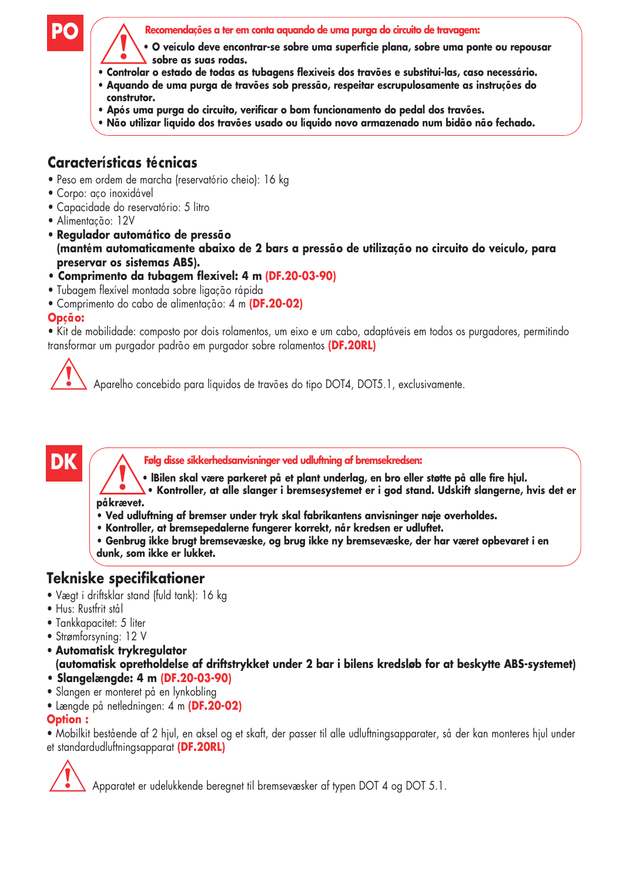# PO

**Recomendações a ter em conta aquando de uma purga do circuito de travagem:**

- **O veículo deve encontrar-se sobre uma superfície plana, sobre uma ponte ou repousar sobre as suas rodas.**
- **Controlar o estado de todas as tubagens flexíveis dos travões e substitui-las, caso necessário.**
- **Aquando de uma purga de travões sob pressão, respeitar escrupulosamente as instruções do construtor.**
- **Após uma purga do circuito, verificar o bom funcionamento do pedal dos travões.**
- **Não utilizar líquido dos travões usado ou líquido novo armazenado num bidão não fechado.**

## Características técnicas

- Peso em ordem de marcha (reservatório cheio): 16 kg
- Corpo: aço inoxidável
- Capacidade do reservatório: 5 litro
- Alimentação: 12V
- **Regulador automático de pressão (mantém automaticamente abaixo de 2 bars a pressão de utilização no circuito do veículo, para preservar os sistemas ABS).**
- **Comprimento da tubagem flexível: 4 m (DF.20-03-90)**
- Tubagem flexível montada sobre ligação rápida
- Comprimento do cabo de alimentação: 4 m **(DF.20-02)**

**Opção:**

• Kit de mobilidade: composto por dois rolamentos, um eixo e um cabo, adaptáveis em todos os purgadores, permitindo transformar um purgador padrão em purgador sobre rolamentos **(DF.20RL)**

Aparelho concebido para líquidos de travões do tipo DOT4, DOT5.1, exclusivamente.

# DK

**Følg disse sikkerhedsanvisninger ved udluftning af bremsekredsen:**

- **lBilen skal være parkeret på et plant underlag, en bro eller støtte på alle fire hjul.**
- **Kontroller, at alle slanger i bremsesystemet er i god stand. Udskift slangerne, hvis det er påkrævet.**
- **Ved udluftning af bremser under tryk skal fabrikantens anvisninger nøje overholdes.**
- **Kontroller, at bremsepedalerne fungerer korrekt, når kredsen er udluftet.**
- **Genbrug ikke brugt bremsevæske, og brug ikke ny bremsevæske, der har været opbevaret i en dunk, som ikke er lukket.**

## Tekniske specifikationer

- Vægt i driftsklar stand (fuld tank): 16 kg
- Hus: Rustfrit stål
- Tankkapacitet: 5 liter
- Strømforsyning: 12 V
- **Automatisk trykregulator (automatisk opretholdelse af driftstrykket under 2 bar i bilens kredsløb for at beskytte ABS-systemet)**
- **Slangelængde: 4 m (DF.20-03-90)**
- Slangen er monteret på en lynkobling
- Længde på netledningen: 4 m **(DF.20-02)**

**Option :**

• Mobilkit bestående af 2 hjul, en aksel og et skaft, der passer til alle udluftningsapparater, så der kan monteres hjul under et standardudluftningsapparat **(DF.20RL)**

Apparatet er udelukkende beregnet til bremsevæsker af typen DOT 4 og DOT 5.1.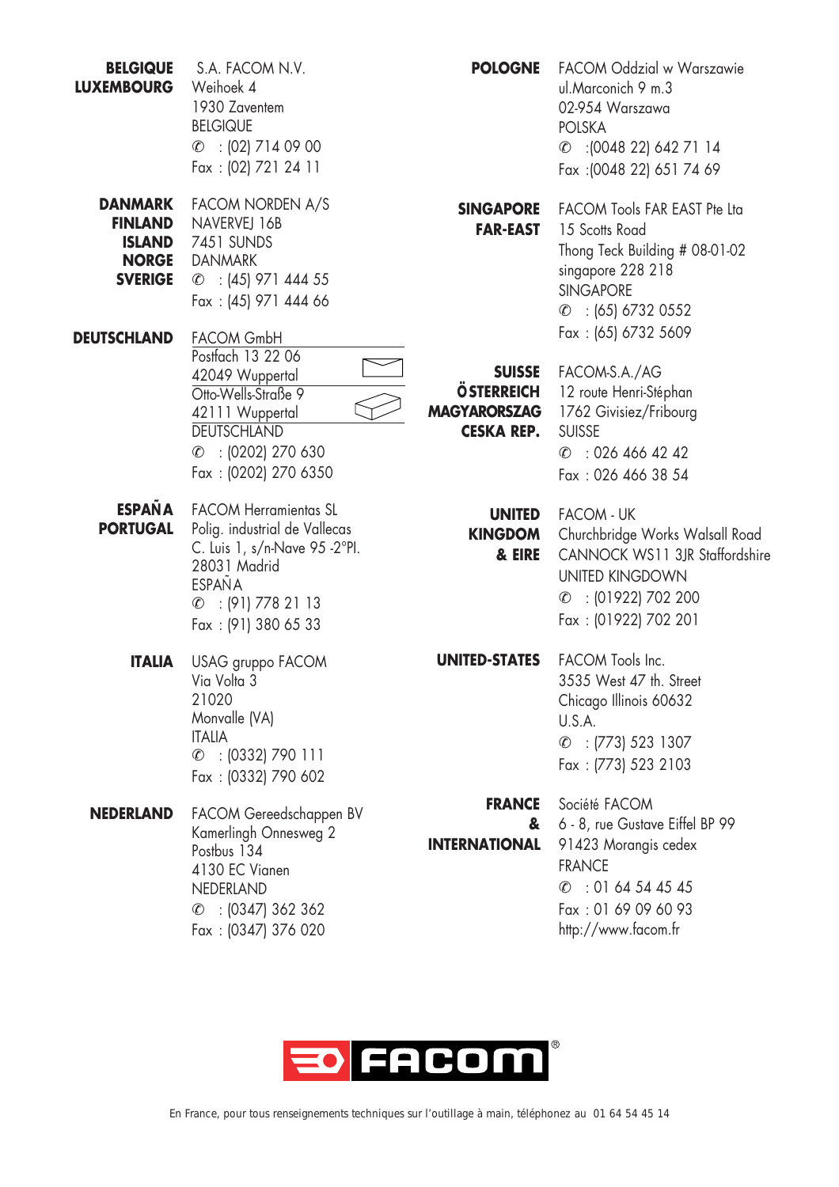**BELGIQUE**
**LUXEMBOURG**

S.A. FACOM N.V.
Weihoek 4
1930 Zaventem
BELGIQUE
✆ : (02) 714 09 00
Fax : (02) 721 24 11

**DANMARK**
**FINLAND**
**ISLAND**
**NORGE**
**SVERIGE**

FACOM NORDEN A/S
NAVERVEJ 16B
7451 SUNDS
DANMARK
✆ : (45) 971 444 55
Fax : (45) 971 444 66

**DEUTSCHLAND**

FACOM GmbH
Postfach 13 22 06
42049 Wuppertal
Otto-Wells-Straße 9
42111 Wuppertal
DEUTSCHLAND
✆ : (0202) 270 630
Fax : (0202) 270 6350

**ESPAÑA**
**PORTUGAL**

FACOM Herramientas SL
Polig. industrial de Vallecas
C. Luis 1, s/n-Nave 95 -2°Pl.
28031 Madrid
ESPAÑA
✆ : (91) 778 21 13
Fax : (91) 380 65 33

**ITALIA**

USAG gruppo FACOM
Via Volta 3
21020
Monvalle (VA)
ITALIA
✆ : (0332) 790 111
Fax : (0332) 790 602

**NEDERLAND**

FACOM Gereedschappen BV
Kamerlingh Onnesweg 2
Postbus 134
4130 EC Vianen
NEDERLAND
✆ : (0347) 362 362
Fax : (0347) 376 020

**POLOGNE**

FACOM Oddzial w Warszawie
ul.Marconich 9 m.3
02-954 Warszawa
POLSKA
✆ :(0048 22) 642 71 14
Fax :(0048 22) 651 74 69

**SINGAPORE**
**FAR-EAST**

FACOM Tools FAR EAST Pte Lta
15 Scotts Road
Thong Teck Building # 08-01-02
singapore 228 218
SINGAPORE
✆ : (65) 6732 0552
Fax : (65) 6732 5609

**SUISSE**
**ÖSTERREICH**
**MAGYARORSZAG**
**CESKA REP.**

FACOM-S.A./AG
12 route Henri-Stéphan
1762 Givisiez/Fribourg
SUISSE
✆ : 026 466 42 42
Fax : 026 466 38 54

**UNITED**
**KINGDOM**
**& EIRE**

FACOM - UK
Churchbridge Works Walsall Road
CANNOCK WS11 3JR Staffordshire
UNITED KINGDOWN
✆ : (01922) 702 200
Fax : (01922) 702 201

**UNITED-STATES**

FACOM Tools Inc.
3535 West 47 th. Street
Chicago Illinois 60632
U.S.A.
✆ : (773) 523 1307
Fax : (773) 523 2103

**FRANCE**
**&**
**INTERNATIONAL**

Société FACOM
6 - 8, rue Gustave Eiffel BP 99
91423 Morangis cedex
FRANCE
✆ : 01 64 54 45 45
Fax : 01 69 09 60 93
http://www.facom.fr

FACOM®

En France, pour tous renseignements techniques sur l'outillage à main, téléphonez au 01 64 54 45 14